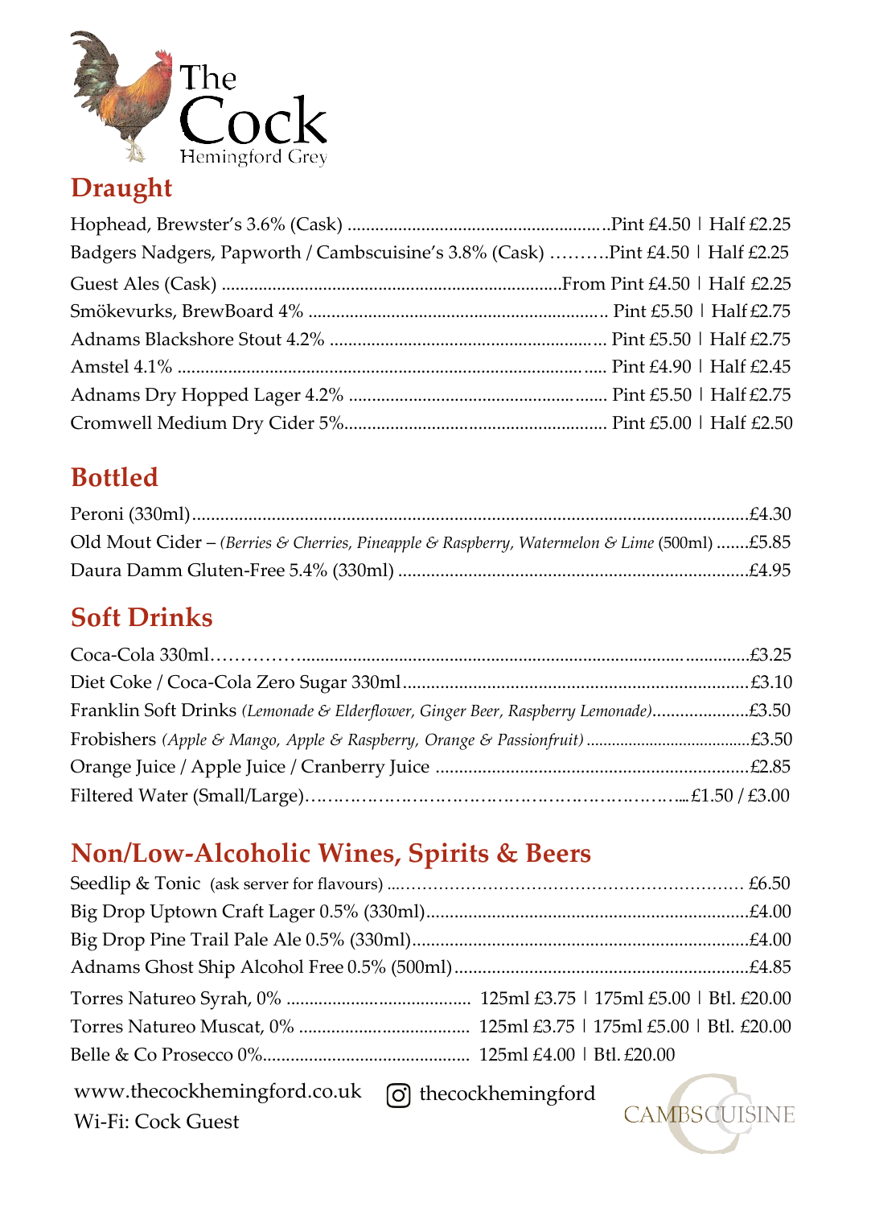# The Cock
Hemingford Grey

## Draught

Hophead, Brewster's 3.6% (Cask) ........ Pint £4.50 | Half £2.25

Badgers Nadgers, Papworth / Cambscuisine's 3.8% (Cask) ........ Pint £4.50 | Half £2.25

Guest Ales (Cask) ........ From Pint £4.50 | Half £2.25

Smökevurks, BrewBoard 4% ........ Pint £5.50 | Half £2.75

Adnams Blackshore Stout 4.2% ........ Pint £5.50 | Half £2.75

Amstel 4.1% ........ Pint £4.90 | Half £2.45

Adnams Dry Hopped Lager 4.2% ........ Pint £5.50 | Half £2.75

Cromwell Medium Dry Cider 5% ........ Pint £5.00 | Half £2.50

## Bottled

Peroni (330ml) ........ £4.30

Old Mout Cider – *(Berries & Cherries, Pineapple & Raspberry, Watermelon & Lime* (500ml) ........ £5.85

Daura Damm Gluten-Free 5.4% (330ml) ........ £4.95

## Soft Drinks

Coca-Cola 330ml ........ £3.25

Diet Coke / Coca-Cola Zero Sugar 330ml ........ £3.10

Franklin Soft Drinks *(Lemonade & Elderflower, Ginger Beer, Raspberry Lemonade)* ........ £3.50

Frobishers *(Apple & Mango, Apple & Raspberry, Orange & Passionfruit)* ........ £3.50

Orange Juice / Apple Juice / Cranberry Juice ........ £2.85

Filtered Water (Small/Large) ........ £1.50 / £3.00

## Non/Low-Alcoholic Wines, Spirits & Beers

Seedlip & Tonic (ask server for flavours) ........ £6.50

Big Drop Uptown Craft Lager 0.5% (330ml) ........ £4.00

Big Drop Pine Trail Pale Ale 0.5% (330ml) ........ £4.00

Adnams Ghost Ship Alcohol Free 0.5% (500ml) ........ £4.85

Torres Natureo Syrah, 0% ........ 125ml £3.75 | 175ml £5.00 | Btl. £20.00

Torres Natureo Muscat, 0% ........ 125ml £3.75 | 175ml £5.00 | Btl. £20.00

Belle & Co Prosecco 0% ........ 125ml £4.00 | Btl. £20.00

www.thecockhemingford.co.uk

Wi-Fi: Cock Guest

thecockhemingford

CAMBSCUISINE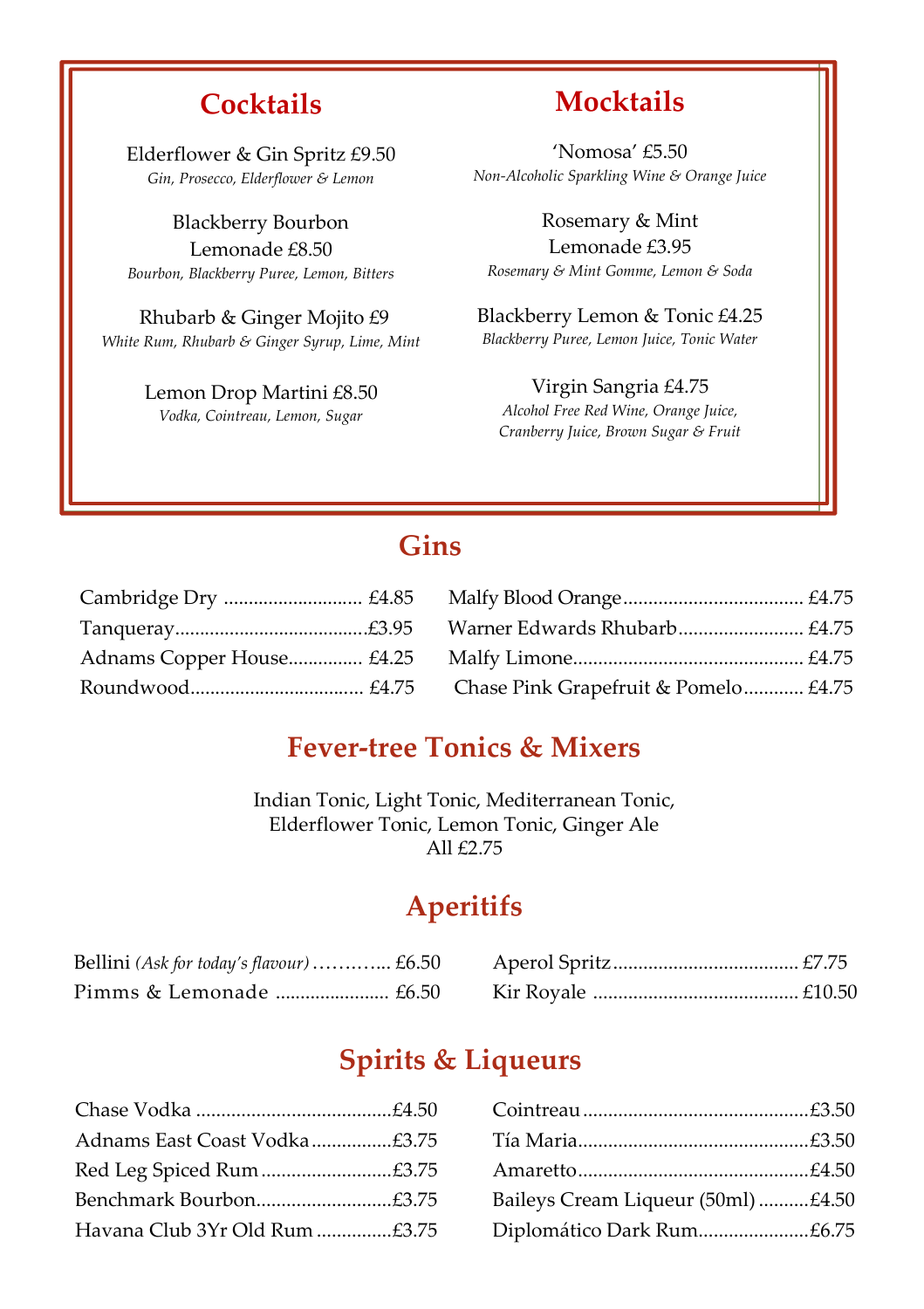## Cocktails

Elderflower & Gin Spritz £9.50
*Gin, Prosecco, Elderflower & Lemon*

Blackberry Bourbon Lemonade £8.50
*Bourbon, Blackberry Puree, Lemon, Bitters*

Rhubarb & Ginger Mojito £9
*White Rum, Rhubarb & Ginger Syrup, Lime, Mint*

Lemon Drop Martini £8.50
*Vodka, Cointreau, Lemon, Sugar*

## Mocktails

'Nomosa' £5.50
*Non-Alcoholic Sparkling Wine & Orange Juice*

Rosemary & Mint Lemonade £3.95
*Rosemary & Mint Gomme, Lemon & Soda*

Blackberry Lemon & Tonic £4.25
*Blackberry Puree, Lemon Juice, Tonic Water*

Virgin Sangria £4.75
*Alcohol Free Red Wine, Orange Juice, Cranberry Juice, Brown Sugar & Fruit*

## Gins

| | |
|---|---|
| Cambridge Dry | £4.85 |
| Tanqueray | £3.95 |
| Adnams Copper House | £4.25 |
| Roundwood | £4.75 |
| Malfy Blood Orange | £4.75 |
| Warner Edwards Rhubarb | £4.75 |
| Malfy Limone | £4.75 |
| Chase Pink Grapefruit & Pomelo | £4.75 |

## Fever-tree Tonics & Mixers

Indian Tonic, Light Tonic, Mediterranean Tonic, Elderflower Tonic, Lemon Tonic, Ginger Ale
All £2.75

## Aperitifs

| | |
|---|---|
| Bellini *(Ask for today's flavour)* | £6.50 |
| Pimms & Lemonade | £6.50 |
| Aperol Spritz | £7.75 |
| Kir Royale | £10.50 |

## Spirits & Liqueurs

| | |
|---|---|
| Chase Vodka | £4.50 |
| Adnams East Coast Vodka | £3.75 |
| Red Leg Spiced Rum | £3.75 |
| Benchmark Bourbon | £3.75 |
| Havana Club 3Yr Old Rum | £3.75 |
| Cointreau | £3.50 |
| Tía Maria | £3.50 |
| Amaretto | £4.50 |
| Baileys Cream Liqueur (50ml) | £4.50 |
| Diplomático Dark Rum | £6.75 |